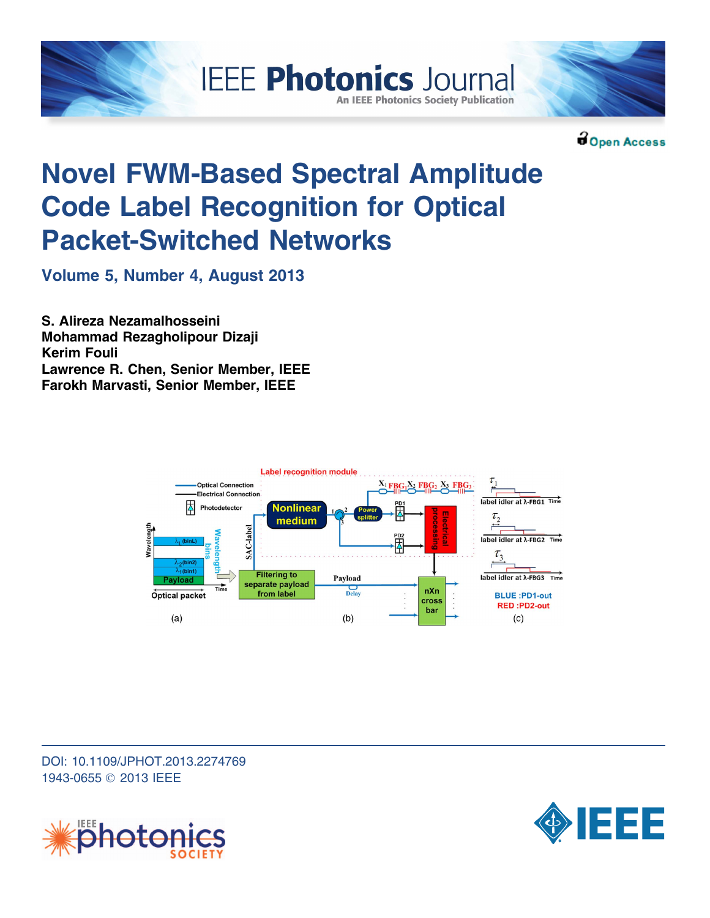IEEE Photonics Journal

An IEEE Photonics Society Publication

Open Access

# Novel FWM-Based Spectral Amplitude Code Label Recognition for Optical Packet-Switched Networks

**Volume 5, Number 4, August 2013**

**S. Alireza Nezamalhosseini**
**Mohammad Rezagholipour Dizaji**
**Kerim Fouli**
**Lawrence R. Chen, Senior Member, IEEE**
**Farokh Marvasti, Senior Member, IEEE**

DOI: 10.1109/JPHOT.2013.2274769
1943-0655 © 2013 IEEE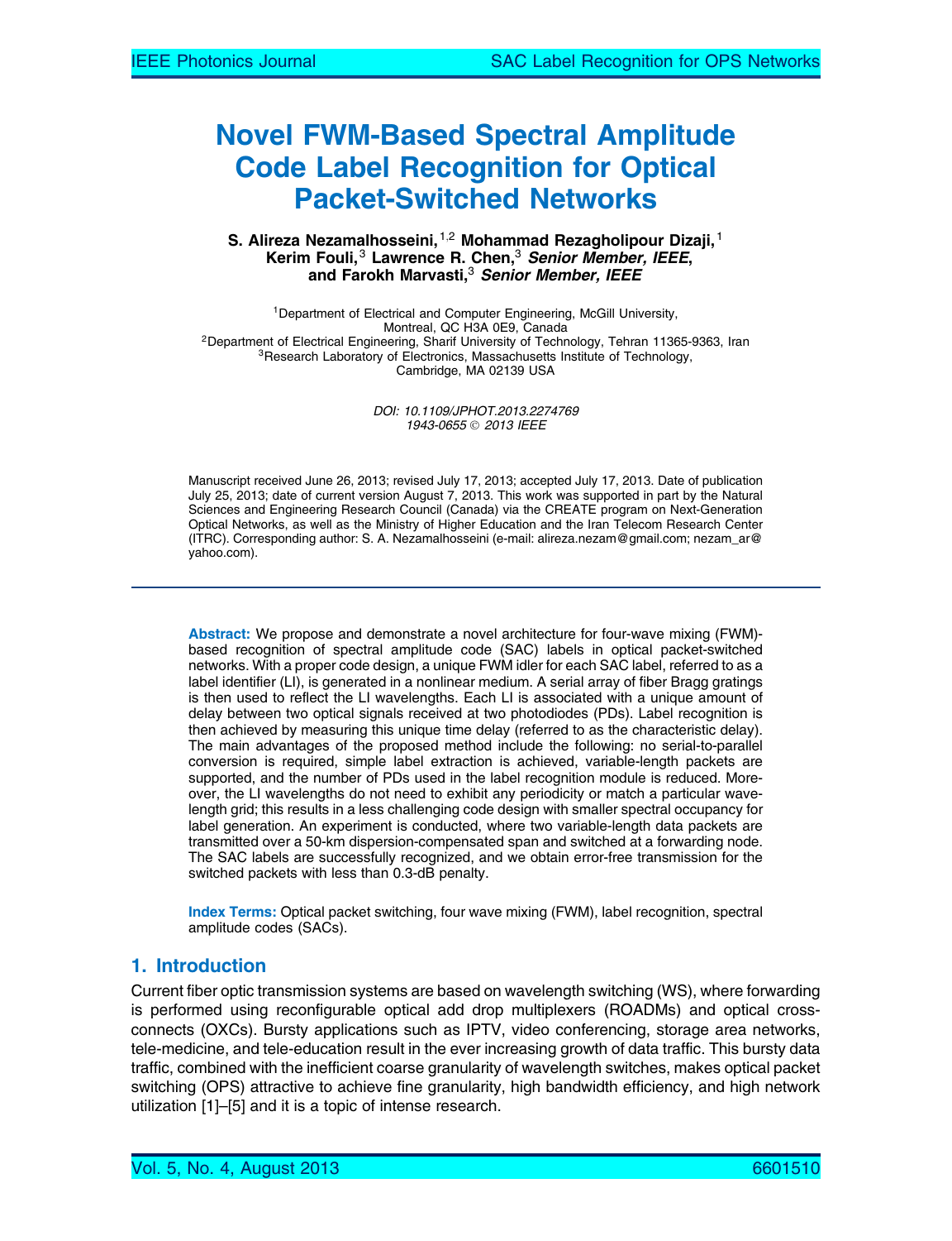# Novel FWM-Based Spectral Amplitude Code Label Recognition for Optical Packet-Switched Networks

**S. Alireza Nezamalhosseini,[1,2] Mohammad Rezagholipour Dizaji,[1] Kerim Fouli,[3] Lawrence R. Chen,[3] *Senior Member, IEEE*, and Farokh Marvasti,[3] *Senior Member, IEEE***

[1]Department of Electrical and Computer Engineering, McGill University, Montreal, QC H3A 0E9, Canada
[2]Department of Electrical Engineering, Sharif University of Technology, Tehran 11365-9363, Iran
[3]Research Laboratory of Electronics, Massachusetts Institute of Technology, Cambridge, MA 02139 USA

*DOI: 10.1109/JPHOT.2013.2274769*
*1943-0655 © 2013 IEEE*

Manuscript received June 26, 2013; revised July 17, 2013; accepted July 17, 2013. Date of publication July 25, 2013; date of current version August 7, 2013. This work was supported in part by the Natural Sciences and Engineering Research Council (Canada) via the CREATE program on Next-Generation Optical Networks, as well as the Ministry of Higher Education and the Iran Telecom Research Center (ITRC). Corresponding author: S. A. Nezamalhosseini (e-mail: alireza.nezam@gmail.com; nezam_ar@yahoo.com).

**Abstract:** We propose and demonstrate a novel architecture for four-wave mixing (FWM)-based recognition of spectral amplitude code (SAC) labels in optical packet-switched networks. With a proper code design, a unique FWM idler for each SAC label, referred to as a label identifier (LI), is generated in a nonlinear medium. A serial array of fiber Bragg gratings is then used to reflect the LI wavelengths. Each LI is associated with a unique amount of delay between two optical signals received at two photodiodes (PDs). Label recognition is then achieved by measuring this unique time delay (referred to as the characteristic delay). The main advantages of the proposed method include the following: no serial-to-parallel conversion is required, simple label extraction is achieved, variable-length packets are supported, and the number of PDs used in the label recognition module is reduced. Moreover, the LI wavelengths do not need to exhibit any periodicity or match a particular wavelength grid; this results in a less challenging code design with smaller spectral occupancy for label generation. An experiment is conducted, where two variable-length data packets are transmitted over a 50-km dispersion-compensated span and switched at a forwarding node. The SAC labels are successfully recognized, and we obtain error-free transmission for the switched packets with less than 0.3-dB penalty.

**Index Terms:** Optical packet switching, four wave mixing (FWM), label recognition, spectral amplitude codes (SACs).

## 1. Introduction

Current fiber optic transmission systems are based on wavelength switching (WS), where forwarding is performed using reconfigurable optical add drop multiplexers (ROADMs) and optical cross-connects (OXCs). Bursty applications such as IPTV, video conferencing, storage area networks, tele-medicine, and tele-education result in the ever increasing growth of data traffic. This bursty data traffic, combined with the inefficient coarse granularity of wavelength switches, makes optical packet switching (OPS) attractive to achieve fine granularity, high bandwidth efficiency, and high network utilization [1]–[5] and it is a topic of intense research.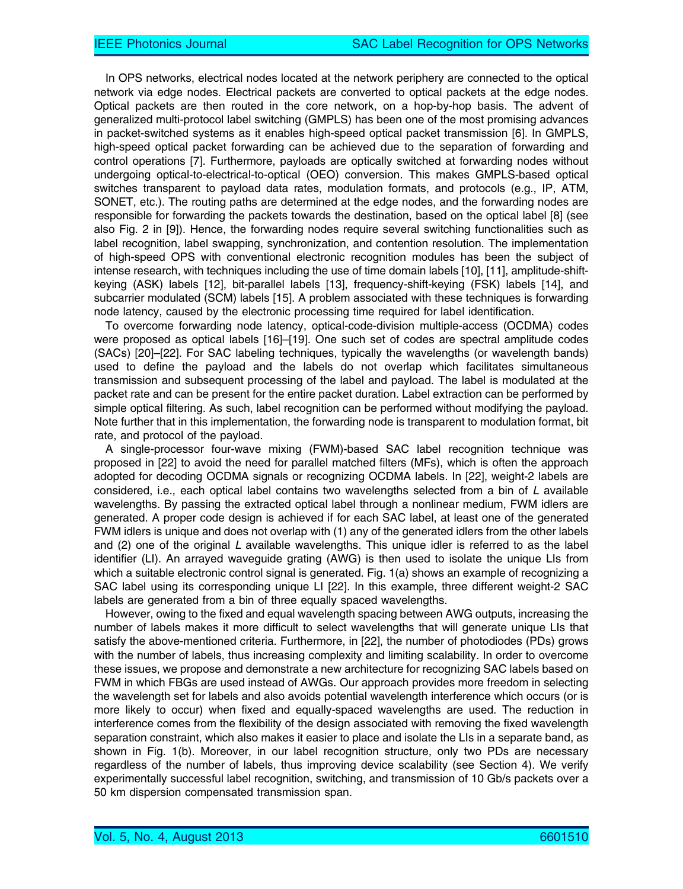In OPS networks, electrical nodes located at the network periphery are connected to the optical network via edge nodes. Electrical packets are converted to optical packets at the edge nodes. Optical packets are then routed in the core network, on a hop-by-hop basis. The advent of generalized multi-protocol label switching (GMPLS) has been one of the most promising advances in packet-switched systems as it enables high-speed optical packet transmission [6]. In GMPLS, high-speed optical packet forwarding can be achieved due to the separation of forwarding and control operations [7]. Furthermore, payloads are optically switched at forwarding nodes without undergoing optical-to-electrical-to-optical (OEO) conversion. This makes GMPLS-based optical switches transparent to payload data rates, modulation formats, and protocols (e.g., IP, ATM, SONET, etc.). The routing paths are determined at the edge nodes, and the forwarding nodes are responsible for forwarding the packets towards the destination, based on the optical label [8] (see also Fig. 2 in [9]). Hence, the forwarding nodes require several switching functionalities such as label recognition, label swapping, synchronization, and contention resolution. The implementation of high-speed OPS with conventional electronic recognition modules has been the subject of intense research, with techniques including the use of time domain labels [10], [11], amplitude-shift-keying (ASK) labels [12], bit-parallel labels [13], frequency-shift-keying (FSK) labels [14], and subcarrier modulated (SCM) labels [15]. A problem associated with these techniques is forwarding node latency, caused by the electronic processing time required for label identification.

To overcome forwarding node latency, optical-code-division multiple-access (OCDMA) codes were proposed as optical labels [16]–[19]. One such set of codes are spectral amplitude codes (SACs) [20]–[22]. For SAC labeling techniques, typically the wavelengths (or wavelength bands) used to define the payload and the labels do not overlap which facilitates simultaneous transmission and subsequent processing of the label and payload. The label is modulated at the packet rate and can be present for the entire packet duration. Label extraction can be performed by simple optical filtering. As such, label recognition can be performed without modifying the payload. Note further that in this implementation, the forwarding node is transparent to modulation format, bit rate, and protocol of the payload.

A single-processor four-wave mixing (FWM)-based SAC label recognition technique was proposed in [22] to avoid the need for parallel matched filters (MFs), which is often the approach adopted for decoding OCDMA signals or recognizing OCDMA labels. In [22], weight-2 labels are considered, i.e., each optical label contains two wavelengths selected from a bin of $L$ available wavelengths. By passing the extracted optical label through a nonlinear medium, FWM idlers are generated. A proper code design is achieved if for each SAC label, at least one of the generated FWM idlers is unique and does not overlap with (1) any of the generated idlers from the other labels and (2) one of the original $L$ available wavelengths. This unique idler is referred to as the label identifier (LI). An arrayed waveguide grating (AWG) is then used to isolate the unique LIs from which a suitable electronic control signal is generated. Fig. 1(a) shows an example of recognizing a SAC label using its corresponding unique LI [22]. In this example, three different weight-2 SAC labels are generated from a bin of three equally spaced wavelengths.

However, owing to the fixed and equal wavelength spacing between AWG outputs, increasing the number of labels makes it more difficult to select wavelengths that will generate unique LIs that satisfy the above-mentioned criteria. Furthermore, in [22], the number of photodiodes (PDs) grows with the number of labels, thus increasing complexity and limiting scalability. In order to overcome these issues, we propose and demonstrate a new architecture for recognizing SAC labels based on FWM in which FBGs are used instead of AWGs. Our approach provides more freedom in selecting the wavelength set for labels and also avoids potential wavelength interference which occurs (or is more likely to occur) when fixed and equally-spaced wavelengths are used. The reduction in interference comes from the flexibility of the design associated with removing the fixed wavelength separation constraint, which also makes it easier to place and isolate the LIs in a separate band, as shown in Fig. 1(b). Moreover, in our label recognition structure, only two PDs are necessary regardless of the number of labels, thus improving device scalability (see Section 4). We verify experimentally successful label recognition, switching, and transmission of 10 Gb/s packets over a 50 km dispersion compensated transmission span.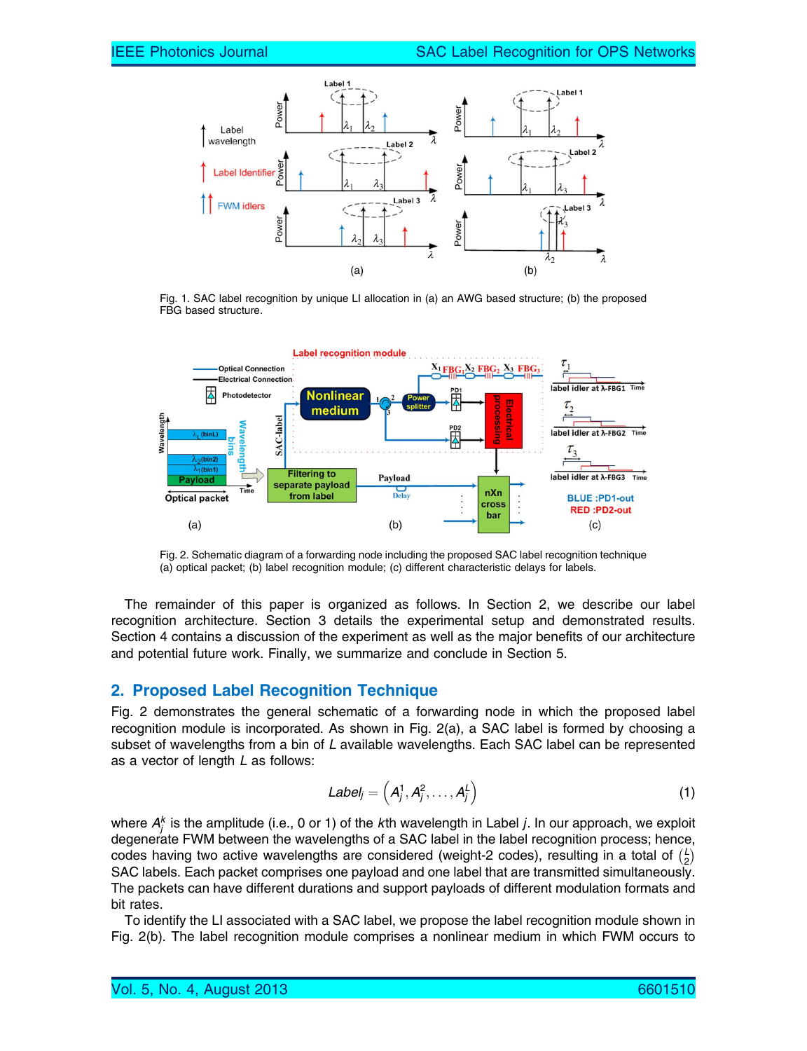Fig. 1. SAC label recognition by unique LI allocation in (a) an AWG based structure; (b) the proposed FBG based structure.

Fig. 2. Schematic diagram of a forwarding node including the proposed SAC label recognition technique (a) optical packet; (b) label recognition module; (c) different characteristic delays for labels.

The remainder of this paper is organized as follows. In Section 2, we describe our label recognition architecture. Section 3 details the experimental setup and demonstrated results. Section 4 contains a discussion of the experiment as well as the major benefits of our architecture and potential future work. Finally, we summarize and conclude in Section 5.

## 2. Proposed Label Recognition Technique

Fig. 2 demonstrates the general schematic of a forwarding node in which the proposed label recognition module is incorporated. As shown in Fig. 2(a), a SAC label is formed by choosing a subset of wavelengths from a bin of $L$ available wavelengths. Each SAC label can be represented as a vector of length $L$ as follows:

$$Label_j = \left(A_j^1, A_j^2, \ldots, A_j^L\right) \tag{1}$$

where $A_j^k$ is the amplitude (i.e., 0 or 1) of the $k$th wavelength in Label $j$. In our approach, we exploit degenerate FWM between the wavelengths of a SAC label in the label recognition process; hence, codes having two active wavelengths are considered (weight-2 codes), resulting in a total of $\binom{L}{2}$ SAC labels. Each packet comprises one payload and one label that are transmitted simultaneously. The packets can have different durations and support payloads of different modulation formats and bit rates.

To identify the LI associated with a SAC label, we propose the label recognition module shown in Fig. 2(b). The label recognition module comprises a nonlinear medium in which FWM occurs to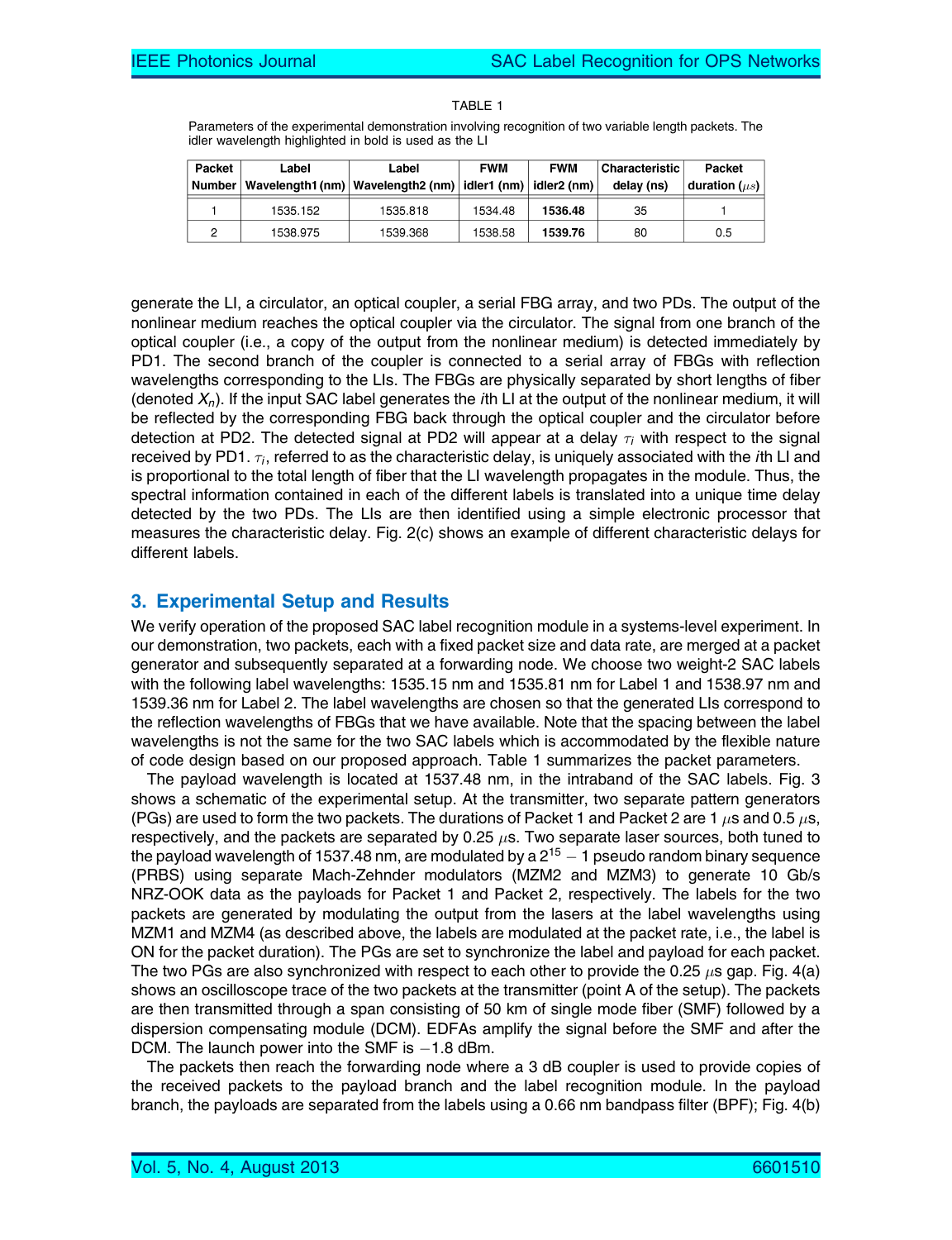TABLE 1

Parameters of the experimental demonstration involving recognition of two variable length packets. The idler wavelength highlighted in bold is used as the LI

| Packet Number | Label Wavelength1 (nm) | Label Wavelength2 (nm) | FWM idler1 (nm) | FWM idler2 (nm) | Characteristic delay (ns) | Packet duration ($\mu s$) |
|---|---|---|---|---|---|---|
| 1 | 1535.152 | 1535.818 | 1534.48 | **1536.48** | 35 | 1 |
| 2 | 1538.975 | 1539.368 | 1538.58 | **1539.76** | 80 | 0.5 |

generate the LI, a circulator, an optical coupler, a serial FBG array, and two PDs. The output of the nonlinear medium reaches the optical coupler via the circulator. The signal from one branch of the optical coupler (i.e., a copy of the output from the nonlinear medium) is detected immediately by PD1. The second branch of the coupler is connected to a serial array of FBGs with reflection wavelengths corresponding to the LIs. The FBGs are physically separated by short lengths of fiber (denoted $X_n$). If the input SAC label generates the $i$th LI at the output of the nonlinear medium, it will be reflected by the corresponding FBG back through the optical coupler and the circulator before detection at PD2. The detected signal at PD2 will appear at a delay $\tau_i$ with respect to the signal received by PD1. $\tau_i$, referred to as the characteristic delay, is uniquely associated with the $i$th LI and is proportional to the total length of fiber that the LI wavelength propagates in the module. Thus, the spectral information contained in each of the different labels is translated into a unique time delay detected by the two PDs. The LIs are then identified using a simple electronic processor that measures the characteristic delay. Fig. 2(c) shows an example of different characteristic delays for different labels.

## 3. Experimental Setup and Results

We verify operation of the proposed SAC label recognition module in a systems-level experiment. In our demonstration, two packets, each with a fixed packet size and data rate, are merged at a packet generator and subsequently separated at a forwarding node. We choose two weight-2 SAC labels with the following label wavelengths: 1535.15 nm and 1535.81 nm for Label 1 and 1538.97 nm and 1539.36 nm for Label 2. The label wavelengths are chosen so that the generated LIs correspond to the reflection wavelengths of FBGs that we have available. Note that the spacing between the label wavelengths is not the same for the two SAC labels which is accommodated by the flexible nature of code design based on our proposed approach. Table 1 summarizes the packet parameters.

The payload wavelength is located at 1537.48 nm, in the intraband of the SAC labels. Fig. 3 shows a schematic of the experimental setup. At the transmitter, two separate pattern generators (PGs) are used to form the two packets. The durations of Packet 1 and Packet 2 are 1 $\mu$s and 0.5 $\mu$s, respectively, and the packets are separated by 0.25 $\mu$s. Two separate laser sources, both tuned to the payload wavelength of 1537.48 nm, are modulated by a $2^{15} - 1$ pseudo random binary sequence (PRBS) using separate Mach-Zehnder modulators (MZM2 and MZM3) to generate 10 Gb/s NRZ-OOK data as the payloads for Packet 1 and Packet 2, respectively. The labels for the two packets are generated by modulating the output from the lasers at the label wavelengths using MZM1 and MZM4 (as described above, the labels are modulated at the packet rate, i.e., the label is ON for the packet duration). The PGs are set to synchronize the label and payload for each packet. The two PGs are also synchronized with respect to each other to provide the 0.25 $\mu$s gap. Fig. 4(a) shows an oscilloscope trace of the two packets at the transmitter (point A of the setup). The packets are then transmitted through a span consisting of 50 km of single mode fiber (SMF) followed by a dispersion compensating module (DCM). EDFAs amplify the signal before the SMF and after the DCM. The launch power into the SMF is −1.8 dBm.

The packets then reach the forwarding node where a 3 dB coupler is used to provide copies of the received packets to the payload branch and the label recognition module. In the payload branch, the payloads are separated from the labels using a 0.66 nm bandpass filter (BPF); Fig. 4(b)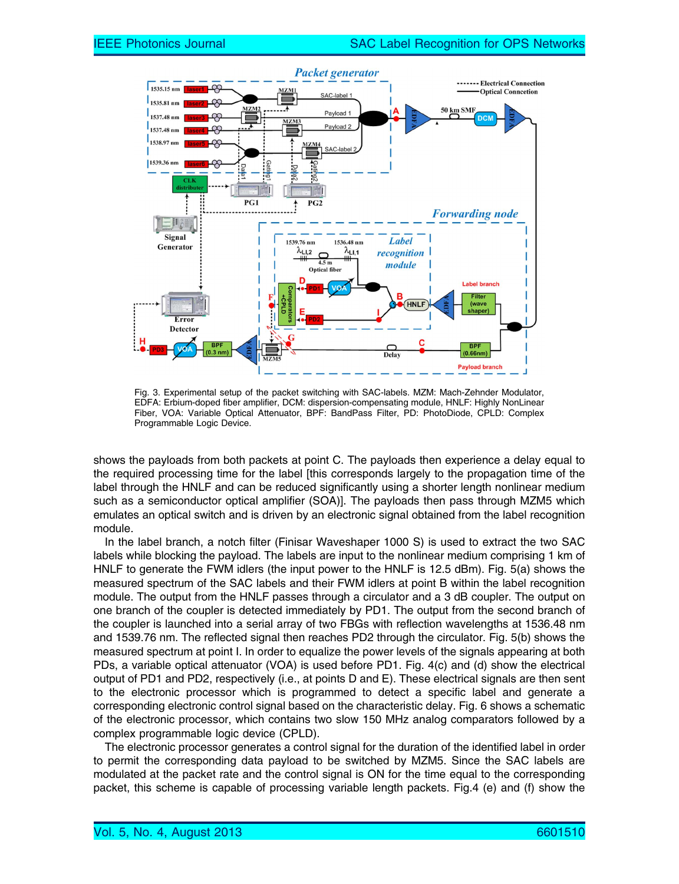Fig. 3. Experimental setup of the packet switching with SAC-labels. MZM: Mach-Zehnder Modulator, EDFA: Erbium-doped fiber amplifier, DCM: dispersion-compensating module, HNLF: Highly NonLinear Fiber, VOA: Variable Optical Attenuator, BPF: BandPass Filter, PD: PhotoDiode, CPLD: Complex Programmable Logic Device.

shows the payloads from both packets at point C. The payloads then experience a delay equal to the required processing time for the label [this corresponds largely to the propagation time of the label through the HNLF and can be reduced significantly using a shorter length nonlinear medium such as a semiconductor optical amplifier (SOA)]. The payloads then pass through MZM5 which emulates an optical switch and is driven by an electronic signal obtained from the label recognition module.

In the label branch, a notch filter (Finisar Waveshaper 1000 S) is used to extract the two SAC labels while blocking the payload. The labels are input to the nonlinear medium comprising 1 km of HNLF to generate the FWM idlers (the input power to the HNLF is 12.5 dBm). Fig. 5(a) shows the measured spectrum of the SAC labels and their FWM idlers at point B within the label recognition module. The output from the HNLF passes through a circulator and a 3 dB coupler. The output on one branch of the coupler is detected immediately by PD1. The output from the second branch of the coupler is launched into a serial array of two FBGs with reflection wavelengths at 1536.48 nm and 1539.76 nm. The reflected signal then reaches PD2 through the circulator. Fig. 5(b) shows the measured spectrum at point I. In order to equalize the power levels of the signals appearing at both PDs, a variable optical attenuator (VOA) is used before PD1. Fig. 4(c) and (d) show the electrical output of PD1 and PD2, respectively (i.e., at points D and E). These electrical signals are then sent to the electronic processor which is programmed to detect a specific label and generate a corresponding electronic control signal based on the characteristic delay. Fig. 6 shows a schematic of the electronic processor, which contains two slow 150 MHz analog comparators followed by a complex programmable logic device (CPLD).

The electronic processor generates a control signal for the duration of the identified label in order to permit the corresponding data payload to be switched by MZM5. Since the SAC labels are modulated at the packet rate and the control signal is ON for the time equal to the corresponding packet, this scheme is capable of processing variable length packets. Fig.4 (e) and (f) show the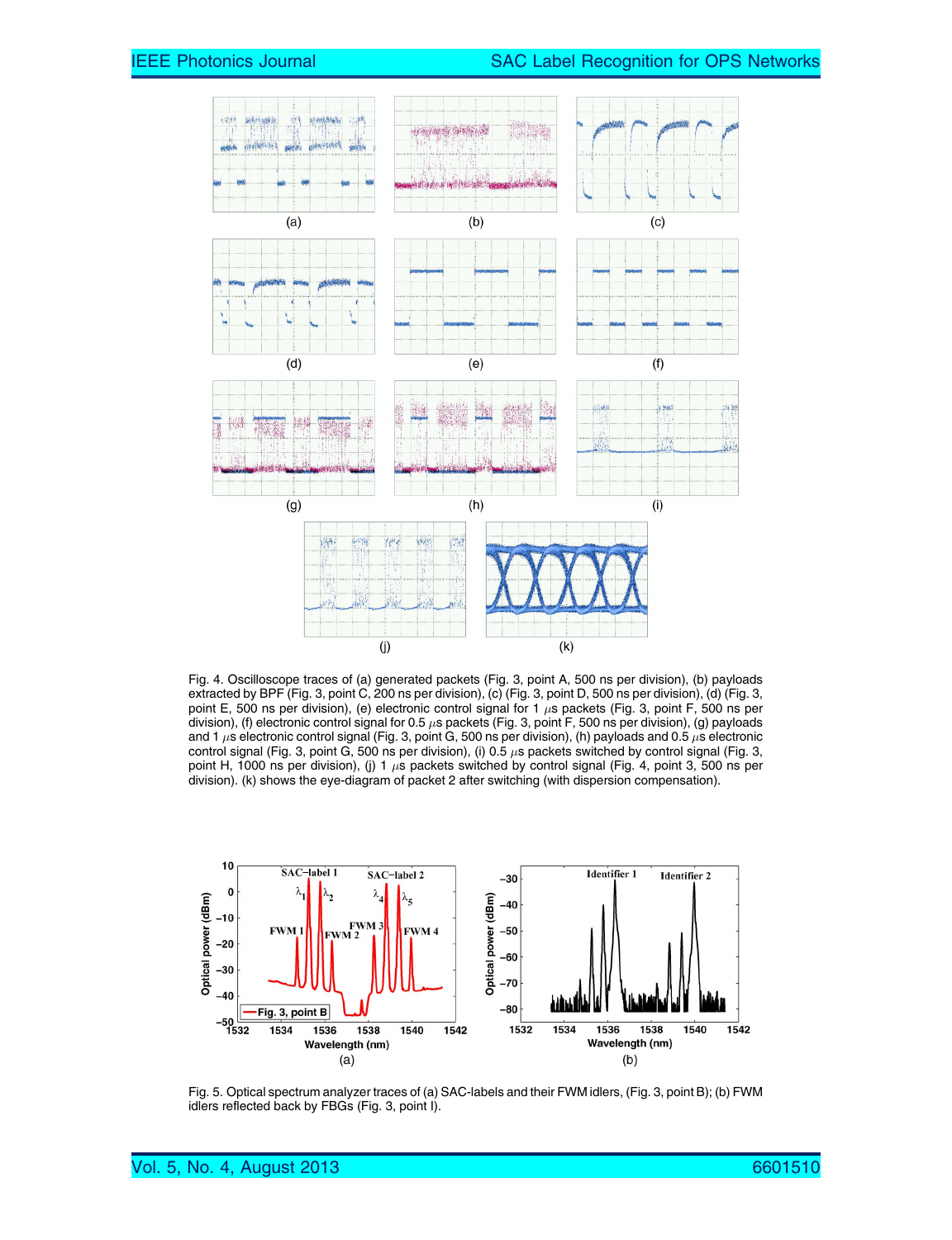Fig. 4. Oscilloscope traces of (a) generated packets (Fig. 3, point A, 500 ns per division), (b) payloads extracted by BPF (Fig. 3, point C, 200 ns per division), (c) (Fig. 3, point D, 500 ns per division), (d) (Fig. 3, point E, 500 ns per division), (e) electronic control signal for 1 $\mu$s packets (Fig. 3, point F, 500 ns per division), (f) electronic control signal for 0.5 $\mu$s packets (Fig. 3, point F, 500 ns per division), (g) payloads and 1 $\mu$s electronic control signal (Fig. 3, point G, 500 ns per division), (h) payloads and 0.5 $\mu$s electronic control signal (Fig. 3, point G, 500 ns per division), (i) 0.5 $\mu$s packets switched by control signal (Fig. 3, point H, 1000 ns per division), (j) 1 $\mu$s packets switched by control signal (Fig. 4, point 3, 500 ns per division). (k) shows the eye-diagram of packet 2 after switching (with dispersion compensation).

Fig. 5. Optical spectrum analyzer traces of (a) SAC-labels and their FWM idlers, (Fig. 3, point B); (b) FWM idlers reflected back by FBGs (Fig. 3, point I).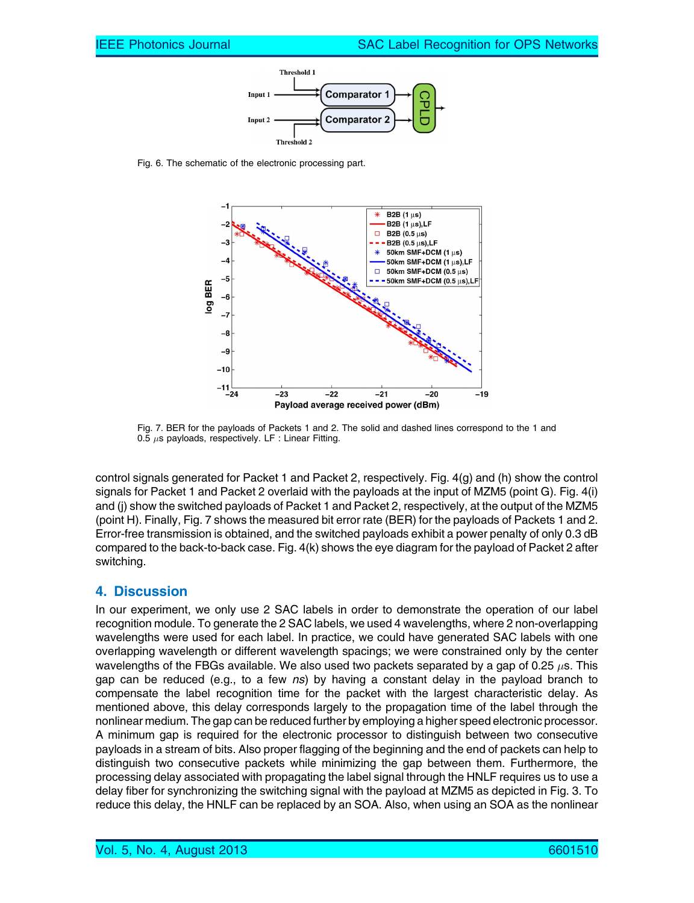Fig. 6. The schematic of the electronic processing part.

Fig. 7. BER for the payloads of Packets 1 and 2. The solid and dashed lines correspond to the 1 and 0.5 $\mu$s payloads, respectively. LF : Linear Fitting.

control signals generated for Packet 1 and Packet 2, respectively. Fig. 4(g) and (h) show the control signals for Packet 1 and Packet 2 overlaid with the payloads at the input of MZM5 (point G). Fig. 4(i) and (j) show the switched payloads of Packet 1 and Packet 2, respectively, at the output of the MZM5 (point H). Finally, Fig. 7 shows the measured bit error rate (BER) for the payloads of Packets 1 and 2. Error-free transmission is obtained, and the switched payloads exhibit a power penalty of only 0.3 dB compared to the back-to-back case. Fig. 4(k) shows the eye diagram for the payload of Packet 2 after switching.

## 4. Discussion

In our experiment, we only use 2 SAC labels in order to demonstrate the operation of our label recognition module. To generate the 2 SAC labels, we used 4 wavelengths, where 2 non-overlapping wavelengths were used for each label. In practice, we could have generated SAC labels with one overlapping wavelength or different wavelength spacings; we were constrained only by the center wavelengths of the FBGs available. We also used two packets separated by a gap of 0.25 $\mu$s. This gap can be reduced (e.g., to a few *ns*) by having a constant delay in the payload branch to compensate the label recognition time for the packet with the largest characteristic delay. As mentioned above, this delay corresponds largely to the propagation time of the label through the nonlinear medium. The gap can be reduced further by employing a higher speed electronic processor. A minimum gap is required for the electronic processor to distinguish between two consecutive payloads in a stream of bits. Also proper flagging of the beginning and the end of packets can help to distinguish two consecutive packets while minimizing the gap between them. Furthermore, the processing delay associated with propagating the label signal through the HNLF requires us to use a delay fiber for synchronizing the switching signal with the payload at MZM5 as depicted in Fig. 3. To reduce this delay, the HNLF can be replaced by an SOA. Also, when using an SOA as the nonlinear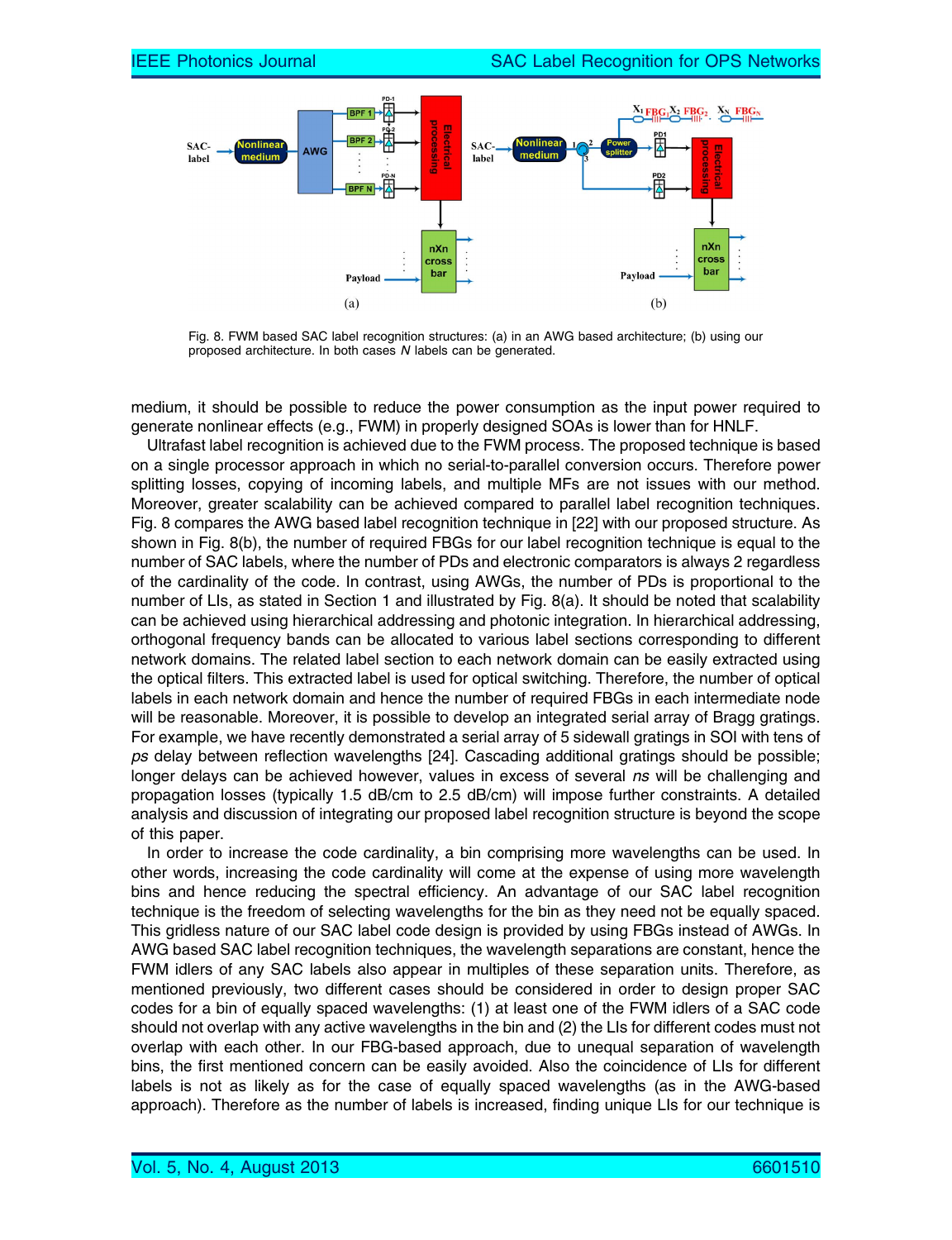Fig. 8. FWM based SAC label recognition structures: (a) in an AWG based architecture; (b) using our proposed architecture. In both cases $N$ labels can be generated.

medium, it should be possible to reduce the power consumption as the input power required to generate nonlinear effects (e.g., FWM) in properly designed SOAs is lower than for HNLF.

Ultrafast label recognition is achieved due to the FWM process. The proposed technique is based on a single processor approach in which no serial-to-parallel conversion occurs. Therefore power splitting losses, copying of incoming labels, and multiple MFs are not issues with our method. Moreover, greater scalability can be achieved compared to parallel label recognition techniques. Fig. 8 compares the AWG based label recognition technique in [22] with our proposed structure. As shown in Fig. 8(b), the number of required FBGs for our label recognition technique is equal to the number of SAC labels, where the number of PDs and electronic comparators is always 2 regardless of the cardinality of the code. In contrast, using AWGs, the number of PDs is proportional to the number of LIs, as stated in Section 1 and illustrated by Fig. 8(a). It should be noted that scalability can be achieved using hierarchical addressing and photonic integration. In hierarchical addressing, orthogonal frequency bands can be allocated to various label sections corresponding to different network domains. The related label section to each network domain can be easily extracted using the optical filters. This extracted label is used for optical switching. Therefore, the number of optical labels in each network domain and hence the number of required FBGs in each intermediate node will be reasonable. Moreover, it is possible to develop an integrated serial array of Bragg gratings. For example, we have recently demonstrated a serial array of 5 sidewall gratings in SOI with tens of *ps* delay between reflection wavelengths [24]. Cascading additional gratings should be possible; longer delays can be achieved however, values in excess of several *ns* will be challenging and propagation losses (typically 1.5 dB/cm to 2.5 dB/cm) will impose further constraints. A detailed analysis and discussion of integrating our proposed label recognition structure is beyond the scope of this paper.

In order to increase the code cardinality, a bin comprising more wavelengths can be used. In other words, increasing the code cardinality will come at the expense of using more wavelength bins and hence reducing the spectral efficiency. An advantage of our SAC label recognition technique is the freedom of selecting wavelengths for the bin as they need not be equally spaced. This gridless nature of our SAC label code design is provided by using FBGs instead of AWGs. In AWG based SAC label recognition techniques, the wavelength separations are constant, hence the FWM idlers of any SAC labels also appear in multiples of these separation units. Therefore, as mentioned previously, two different cases should be considered in order to design proper SAC codes for a bin of equally spaced wavelengths: (1) at least one of the FWM idlers of a SAC code should not overlap with any active wavelengths in the bin and (2) the LIs for different codes must not overlap with each other. In our FBG-based approach, due to unequal separation of wavelength bins, the first mentioned concern can be easily avoided. Also the coincidence of LIs for different labels is not as likely as for the case of equally spaced wavelengths (as in the AWG-based approach). Therefore as the number of labels is increased, finding unique LIs for our technique is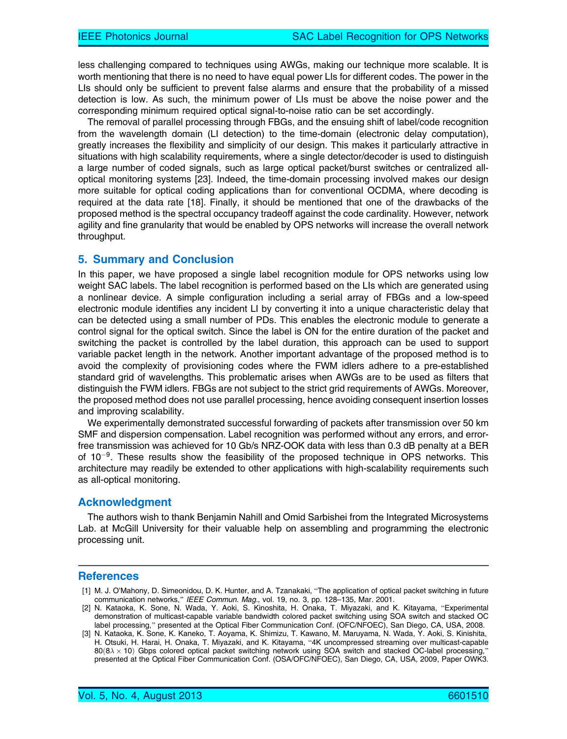less challenging compared to techniques using AWGs, making our technique more scalable. It is worth mentioning that there is no need to have equal power LIs for different codes. The power in the LIs should only be sufficient to prevent false alarms and ensure that the probability of a missed detection is low. As such, the minimum power of LIs must be above the noise power and the corresponding minimum required optical signal-to-noise ratio can be set accordingly.

The removal of parallel processing through FBGs, and the ensuing shift of label/code recognition from the wavelength domain (LI detection) to the time-domain (electronic delay computation), greatly increases the flexibility and simplicity of our design. This makes it particularly attractive in situations with high scalability requirements, where a single detector/decoder is used to distinguish a large number of coded signals, such as large optical packet/burst switches or centralized all-optical monitoring systems [23]. Indeed, the time-domain processing involved makes our design more suitable for optical coding applications than for conventional OCDMA, where decoding is required at the data rate [18]. Finally, it should be mentioned that one of the drawbacks of the proposed method is the spectral occupancy tradeoff against the code cardinality. However, network agility and fine granularity that would be enabled by OPS networks will increase the overall network throughput.

## 5. Summary and Conclusion

In this paper, we have proposed a single label recognition module for OPS networks using low weight SAC labels. The label recognition is performed based on the LIs which are generated using a nonlinear device. A simple configuration including a serial array of FBGs and a low-speed electronic module identifies any incident LI by converting it into a unique characteristic delay that can be detected using a small number of PDs. This enables the electronic module to generate a control signal for the optical switch. Since the label is ON for the entire duration of the packet and switching the packet is controlled by the label duration, this approach can be used to support variable packet length in the network. Another important advantage of the proposed method is to avoid the complexity of provisioning codes where the FWM idlers adhere to a pre-established standard grid of wavelengths. This problematic arises when AWGs are to be used as filters that distinguish the FWM idlers. FBGs are not subject to the strict grid requirements of AWGs. Moreover, the proposed method does not use parallel processing, hence avoiding consequent insertion losses and improving scalability.

We experimentally demonstrated successful forwarding of packets after transmission over 50 km SMF and dispersion compensation. Label recognition was performed without any errors, and error-free transmission was achieved for 10 Gb/s NRZ-OOK data with less than 0.3 dB penalty at a BER of $10^{-9}$. These results show the feasibility of the proposed technique in OPS networks. This architecture may readily be extended to other applications with high-scalability requirements such as all-optical monitoring.

## Acknowledgment

The authors wish to thank Benjamin Nahill and Omid Sarbishei from the Integrated Microsystems Lab. at McGill University for their valuable help on assembling and programming the electronic processing unit.

## References

[1] M. J. O'Mahony, D. Simeonidou, D. K. Hunter, and A. Tzanakaki, "The application of optical packet switching in future communication networks," *IEEE Commun. Mag.*, vol. 19, no. 3, pp. 128–135, Mar. 2001.

[2] N. Kataoka, K. Sone, N. Wada, Y. Aoki, S. Kinoshita, H. Onaka, T. Miyazaki, and K. Kitayama, "Experimental demonstration of multicast-capable variable bandwidth colored packet switching using SOA switch and stacked OC label processing," presented at the Optical Fiber Communication Conf. (OFC/NFOEC), San Diego, CA, USA, 2008.

[3] N. Kataoka, K. Sone, K. Kaneko, T. Aoyama, K. Shimizu, T. Kawano, M. Maruyama, N. Wada, Y. Aoki, S. Kinishita, H. Otsuki, H. Harai, H. Onaka, T. Miyazaki, and K. Kitayama, "4K uncompressed streaming over multicast-capable $80(8\lambda \times 10)$ Gbps colored optical packet switching network using SOA switch and stacked OC-label processing," presented at the Optical Fiber Communication Conf. (OSA/OFC/NFOEC), San Diego, CA, USA, 2009, Paper OWK3.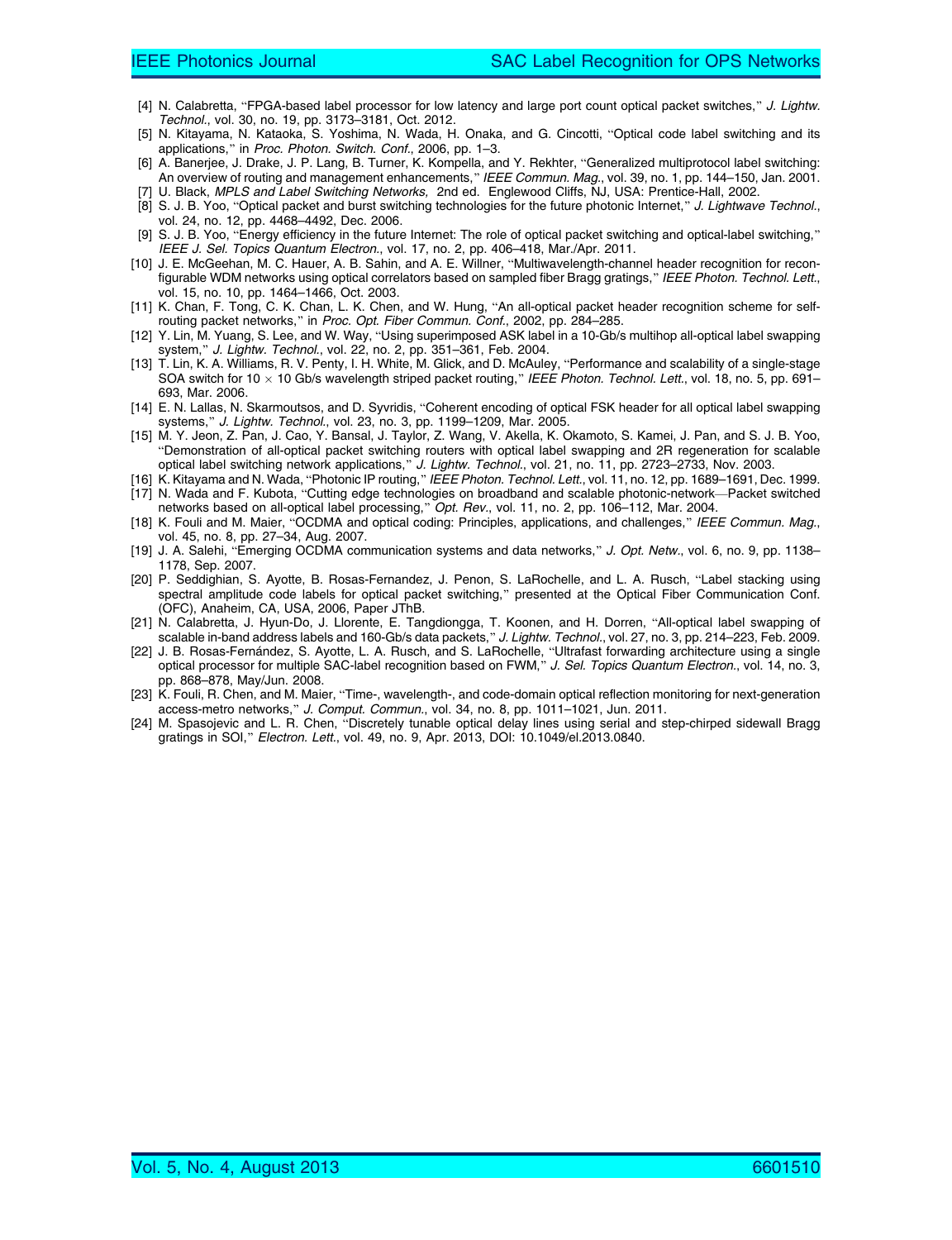[4] N. Calabretta, "FPGA-based label processor for low latency and large port count optical packet switches," *J. Lightw. Technol.*, vol. 30, no. 19, pp. 3173–3181, Oct. 2012.

[5] N. Kitayama, N. Kataoka, S. Yoshima, N. Wada, H. Onaka, and G. Cincotti, "Optical code label switching and its applications," in *Proc. Photon. Switch. Conf.*, 2006, pp. 1–3.

[6] A. Banerjee, J. Drake, J. P. Lang, B. Turner, K. Kompella, and Y. Rekhter, "Generalized multiprotocol label switching: An overview of routing and management enhancements," *IEEE Commun. Mag.*, vol. 39, no. 1, pp. 144–150, Jan. 2001.

[7] U. Black, *MPLS and Label Switching Networks,* 2nd ed. Englewood Cliffs, NJ, USA: Prentice-Hall, 2002.

[8] S. J. B. Yoo, "Optical packet and burst switching technologies for the future photonic Internet," *J. Lightwave Technol.*, vol. 24, no. 12, pp. 4468–4492, Dec. 2006.

[9] S. J. B. Yoo, "Energy efficiency in the future Internet: The role of optical packet switching and optical-label switching," *IEEE J. Sel. Topics Quantum Electron.*, vol. 17, no. 2, pp. 406–418, Mar./Apr. 2011.

[10] J. E. McGeehan, M. C. Hauer, A. B. Sahin, and A. E. Willner, "Multiwavelength-channel header recognition for reconfigurable WDM networks using optical correlators based on sampled fiber Bragg gratings," *IEEE Photon. Technol. Lett.*, vol. 15, no. 10, pp. 1464–1466, Oct. 2003.

[11] K. Chan, F. Tong, C. K. Chan, L. K. Chen, and W. Hung, "An all-optical packet header recognition scheme for self-routing packet networks," in *Proc. Opt. Fiber Commun. Conf.*, 2002, pp. 284–285.

[12] Y. Lin, M. Yuang, S. Lee, and W. Way, "Using superimposed ASK label in a 10-Gb/s multihop all-optical label swapping system," *J. Lightw. Technol.*, vol. 22, no. 2, pp. 351–361, Feb. 2004.

[13] T. Lin, K. A. Williams, R. V. Penty, I. H. White, M. Glick, and D. McAuley, "Performance and scalability of a single-stage SOA switch for $10 \times 10$ Gb/s wavelength striped packet routing," *IEEE Photon. Technol. Lett.*, vol. 18, no. 5, pp. 691–693, Mar. 2006.

[14] E. N. Lallas, N. Skarmoutsos, and D. Syvridis, "Coherent encoding of optical FSK header for all optical label swapping systems," *J. Lightw. Technol.*, vol. 23, no. 3, pp. 1199–1209, Mar. 2005.

[15] M. Y. Jeon, Z. Pan, J. Cao, Y. Bansal, J. Taylor, Z. Wang, V. Akella, K. Okamoto, S. Kamei, J. Pan, and S. J. B. Yoo, "Demonstration of all-optical packet switching routers with optical label swapping and 2R regeneration for scalable optical label switching network applications," *J. Lightw. Technol.*, vol. 21, no. 11, pp. 2723–2733, Nov. 2003.

[16] K. Kitayama and N. Wada, "Photonic IP routing," *IEEE Photon. Technol. Lett.*, vol. 11, no. 12, pp. 1689–1691, Dec. 1999.

[17] N. Wada and F. Kubota, "Cutting edge technologies on broadband and scalable photonic-network—Packet switched networks based on all-optical label processing," *Opt. Rev.*, vol. 11, no. 2, pp. 106–112, Mar. 2004.

[18] K. Fouli and M. Maier, "OCDMA and optical coding: Principles, applications, and challenges," *IEEE Commun. Mag.*, vol. 45, no. 8, pp. 27–34, Aug. 2007.

[19] J. A. Salehi, "Emerging OCDMA communication systems and data networks," *J. Opt. Netw.*, vol. 6, no. 9, pp. 1138–1178, Sep. 2007.

[20] P. Seddighian, S. Ayotte, B. Rosas-Fernandez, J. Penon, S. LaRochelle, and L. A. Rusch, "Label stacking using spectral amplitude code labels for optical packet switching," presented at the Optical Fiber Communication Conf. (OFC), Anaheim, CA, USA, 2006, Paper JThB.

[21] N. Calabretta, J. Hyun-Do, J. Llorente, E. Tangdiongga, T. Koonen, and H. Dorren, "All-optical label swapping of scalable in-band address labels and 160-Gb/s data packets," *J. Lightw. Technol.*, vol. 27, no. 3, pp. 214–223, Feb. 2009.

[22] J. B. Rosas-Fernández, S. Ayotte, L. A. Rusch, and S. LaRochelle, "Ultrafast forwarding architecture using a single optical processor for multiple SAC-label recognition based on FWM," *J. Sel. Topics Quantum Electron.*, vol. 14, no. 3, pp. 868–878, May/Jun. 2008.

[23] K. Fouli, R. Chen, and M. Maier, "Time-, wavelength-, and code-domain optical reflection monitoring for next-generation access-metro networks," *J. Comput. Commun.*, vol. 34, no. 8, pp. 1011–1021, Jun. 2011.

[24] M. Spasojevic and L. R. Chen, "Discretely tunable optical delay lines using serial and step-chirped sidewall Bragg gratings in SOI," *Electron. Lett.*, vol. 49, no. 9, Apr. 2013, DOI: 10.1049/el.2013.0840.